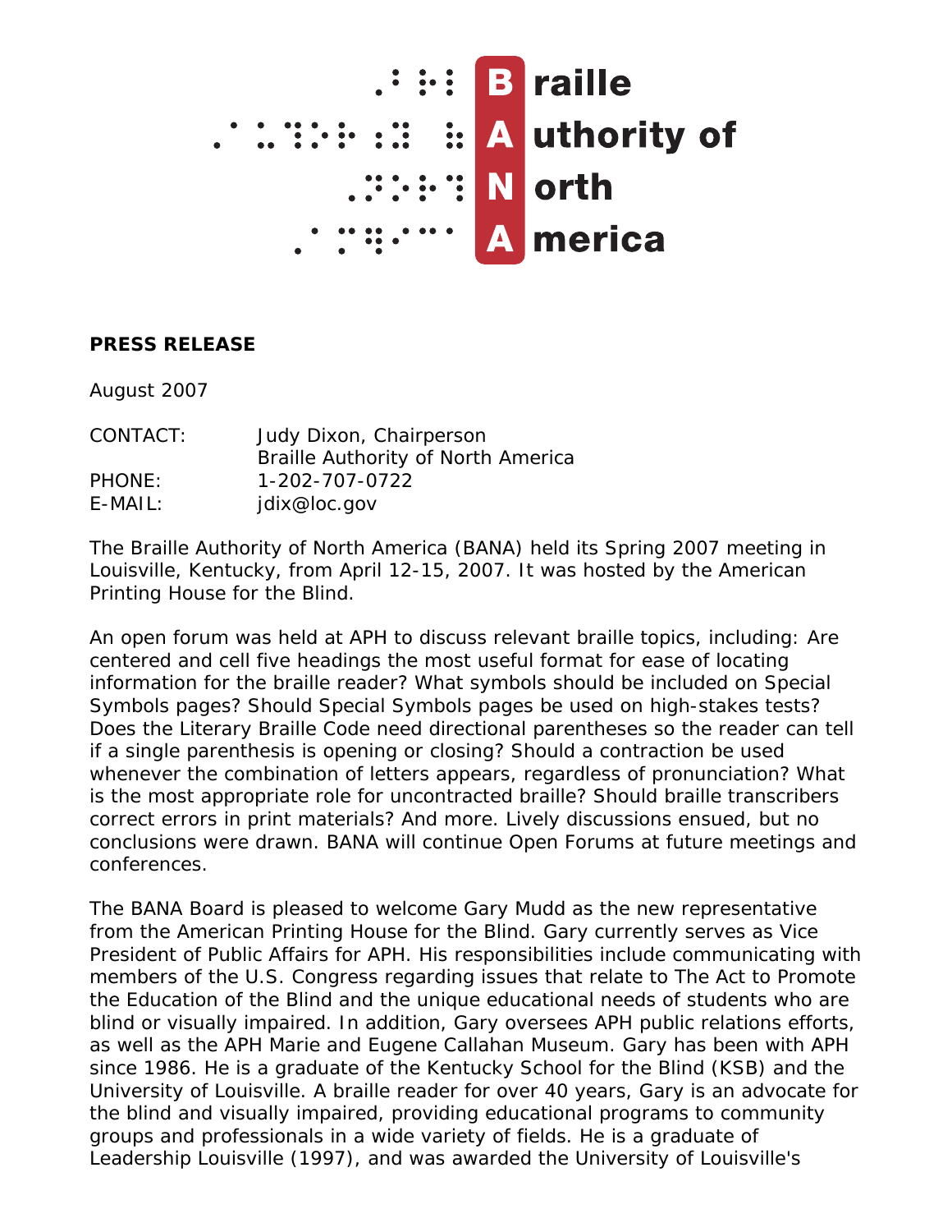# Braille Authority of North America

**PRESS RELEASE**

August 2007

| | |
|---|---|
| CONTACT: | Judy Dixon, Chairperson<br>Braille Authority of North America |
| PHONE: | 1-202-707-0722 |
| E-MAIL: | jdix@loc.gov |

The Braille Authority of North America (BANA) held its Spring 2007 meeting in Louisville, Kentucky, from April 12-15, 2007. It was hosted by the American Printing House for the Blind.

An open forum was held at APH to discuss relevant braille topics, including: Are centered and cell five headings the most useful format for ease of locating information for the braille reader? What symbols should be included on Special Symbols pages? Should Special Symbols pages be used on high-stakes tests? Does the Literary Braille Code need directional parentheses so the reader can tell if a single parenthesis is opening or closing? Should a contraction be used whenever the combination of letters appears, regardless of pronunciation? What is the most appropriate role for uncontracted braille? Should braille transcribers correct errors in print materials? And more. Lively discussions ensued, but no conclusions were drawn. BANA will continue Open Forums at future meetings and conferences.

The BANA Board is pleased to welcome Gary Mudd as the new representative from the American Printing House for the Blind. Gary currently serves as Vice President of Public Affairs for APH. His responsibilities include communicating with members of the U.S. Congress regarding issues that relate to The Act to Promote the Education of the Blind and the unique educational needs of students who are blind or visually impaired. In addition, Gary oversees APH public relations efforts, as well as the APH Marie and Eugene Callahan Museum. Gary has been with APH since 1986. He is a graduate of the Kentucky School for the Blind (KSB) and the University of Louisville. A braille reader for over 40 years, Gary is an advocate for the blind and visually impaired, providing educational programs to community groups and professionals in a wide variety of fields. He is a graduate of Leadership Louisville (1997), and was awarded the University of Louisville's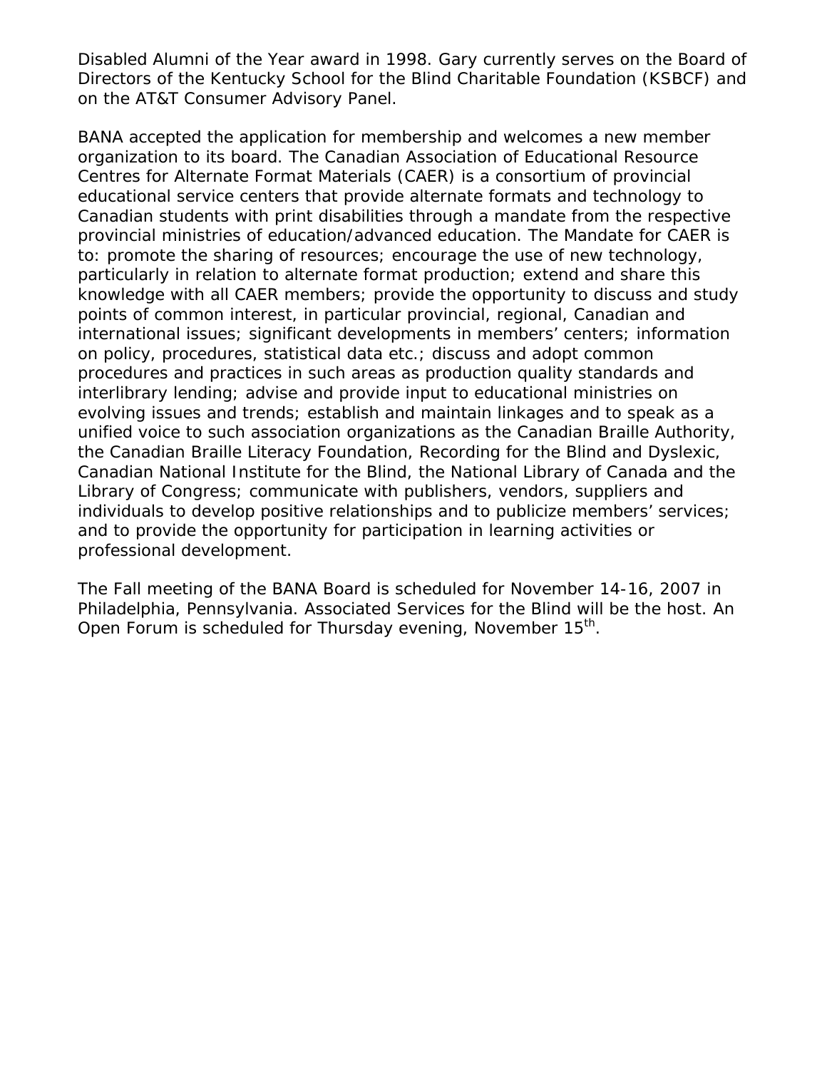Disabled Alumni of the Year award in 1998. Gary currently serves on the Board of Directors of the Kentucky School for the Blind Charitable Foundation (KSBCF) and on the AT&T Consumer Advisory Panel.

BANA accepted the application for membership and welcomes a new member organization to its board. The Canadian Association of Educational Resource Centres for Alternate Format Materials (CAER) is a consortium of provincial educational service centers that provide alternate formats and technology to Canadian students with print disabilities through a mandate from the respective provincial ministries of education/advanced education. The Mandate for CAER is to: promote the sharing of resources; encourage the use of new technology, particularly in relation to alternate format production; extend and share this knowledge with all CAER members; provide the opportunity to discuss and study points of common interest, in particular provincial, regional, Canadian and international issues; significant developments in members' centers; information on policy, procedures, statistical data etc.; discuss and adopt common procedures and practices in such areas as production quality standards and interlibrary lending; advise and provide input to educational ministries on evolving issues and trends; establish and maintain linkages and to speak as a unified voice to such association organizations as the Canadian Braille Authority, the Canadian Braille Literacy Foundation, Recording for the Blind and Dyslexic, Canadian National Institute for the Blind, the National Library of Canada and the Library of Congress; communicate with publishers, vendors, suppliers and individuals to develop positive relationships and to publicize members' services; and to provide the opportunity for participation in learning activities or professional development.

The Fall meeting of the BANA Board is scheduled for November 14-16, 2007 in Philadelphia, Pennsylvania. Associated Services for the Blind will be the host. An Open Forum is scheduled for Thursday evening, November 15th.